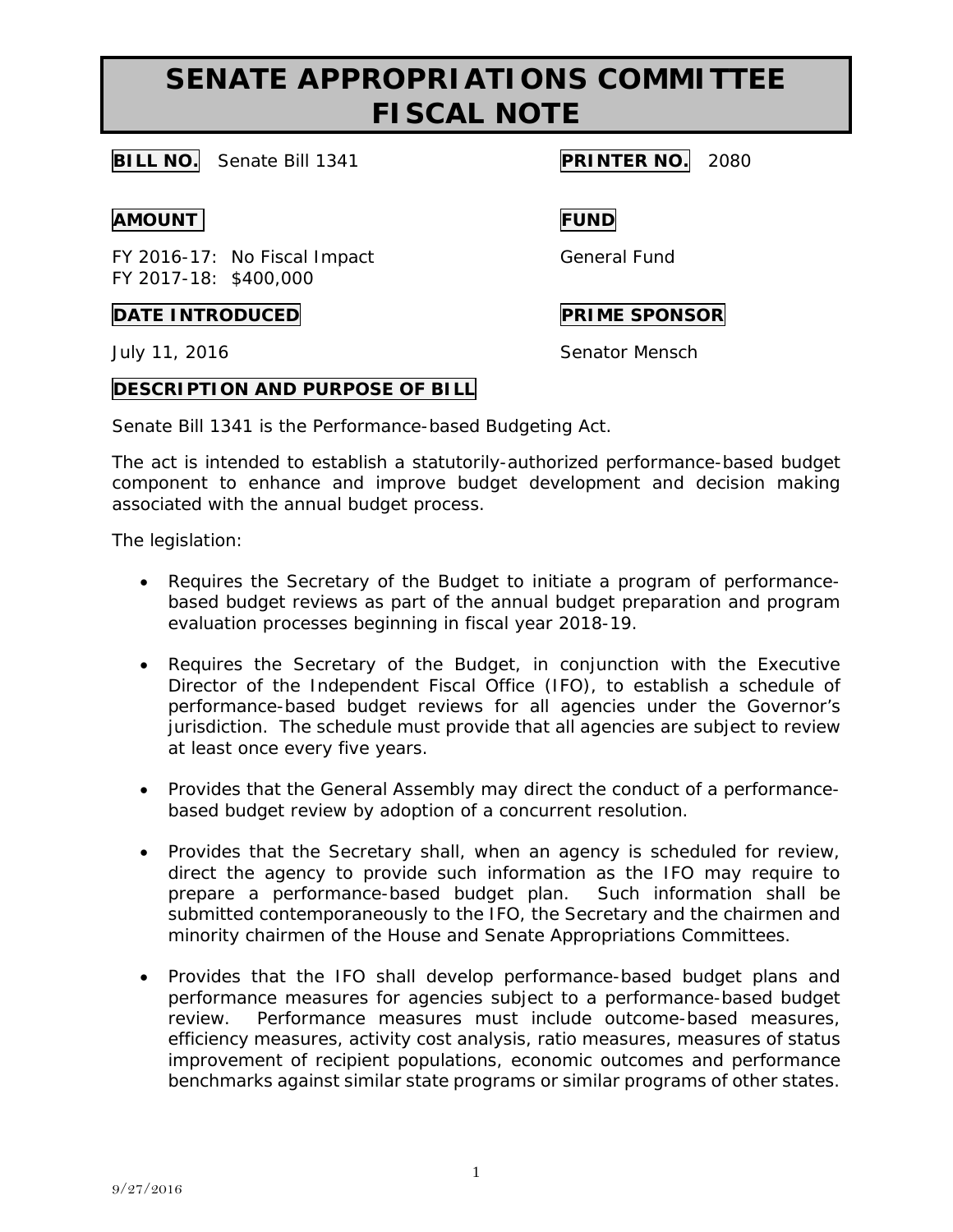# SENATE APPROPRIATIONS COMMITTEE FISCAL NOTE

**BILL NO.** Senate Bill 1341

**PRINTER NO.** 2080

**AMOUNT**

FY 2016-17: No Fiscal Impact
FY 2017-18: $400,000

**FUND**

General Fund

**DATE INTRODUCED**

July 11, 2016

**PRIME SPONSOR**

Senator Mensch

**DESCRIPTION AND PURPOSE OF BILL**

Senate Bill 1341 is the Performance-based Budgeting Act.

The act is intended to establish a statutorily-authorized performance-based budget component to enhance and improve budget development and decision making associated with the annual budget process.

The legislation:

- Requires the Secretary of the Budget to initiate a program of performance-based budget reviews as part of the annual budget preparation and program evaluation processes beginning in fiscal year 2018-19.
- Requires the Secretary of the Budget, in conjunction with the Executive Director of the Independent Fiscal Office (IFO), to establish a schedule of performance-based budget reviews for all agencies under the Governor's jurisdiction. The schedule must provide that all agencies are subject to review at least once every five years.
- Provides that the General Assembly may direct the conduct of a performance-based budget review by adoption of a concurrent resolution.
- Provides that the Secretary shall, when an agency is scheduled for review, direct the agency to provide such information as the IFO may require to prepare a performance-based budget plan. Such information shall be submitted contemporaneously to the IFO, the Secretary and the chairmen and minority chairmen of the House and Senate Appropriations Committees.
- Provides that the IFO shall develop performance-based budget plans and performance measures for agencies subject to a performance-based budget review. Performance measures must include outcome-based measures, efficiency measures, activity cost analysis, ratio measures, measures of status improvement of recipient populations, economic outcomes and performance benchmarks against similar state programs or similar programs of other states.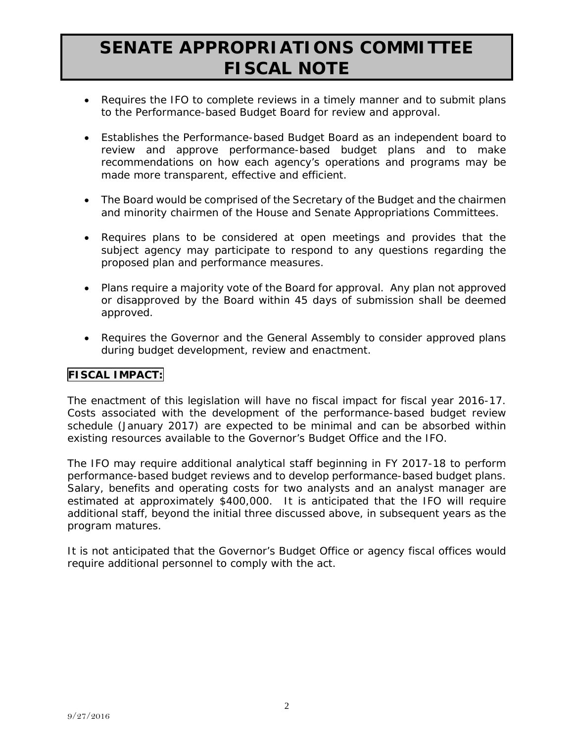# SENATE APPROPRIATIONS COMMITTEE FISCAL NOTE

- Requires the IFO to complete reviews in a timely manner and to submit plans to the Performance-based Budget Board for review and approval.
- Establishes the Performance-based Budget Board as an independent board to review and approve performance-based budget plans and to make recommendations on how each agency's operations and programs may be made more transparent, effective and efficient.
- The Board would be comprised of the Secretary of the Budget and the chairmen and minority chairmen of the House and Senate Appropriations Committees.
- Requires plans to be considered at open meetings and provides that the subject agency may participate to respond to any questions regarding the proposed plan and performance measures.
- Plans require a majority vote of the Board for approval. Any plan not approved or disapproved by the Board within 45 days of submission shall be deemed approved.
- Requires the Governor and the General Assembly to consider approved plans during budget development, review and enactment.

**FISCAL IMPACT:**

The enactment of this legislation will have no fiscal impact for fiscal year 2016-17. Costs associated with the development of the performance-based budget review schedule (January 2017) are expected to be minimal and can be absorbed within existing resources available to the Governor's Budget Office and the IFO.

The IFO may require additional analytical staff beginning in FY 2017-18 to perform performance-based budget reviews and to develop performance-based budget plans. Salary, benefits and operating costs for two analysts and an analyst manager are estimated at approximately $400,000. It is anticipated that the IFO will require additional staff, beyond the initial three discussed above, in subsequent years as the program matures.

It is not anticipated that the Governor's Budget Office or agency fiscal offices would require additional personnel to comply with the act.